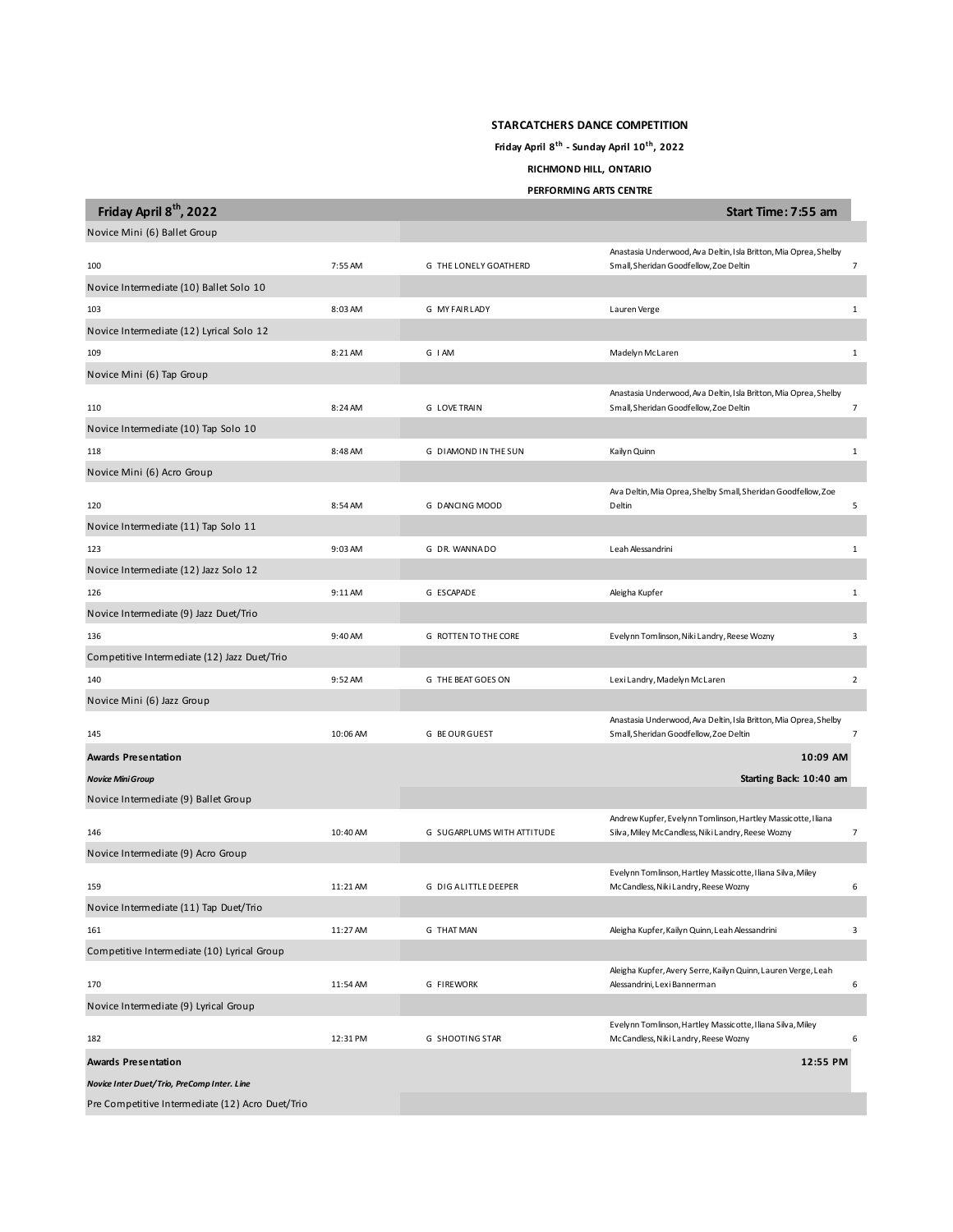**STARCATCHERS DANCE COMPETITION**

**Friday April 8th - Sunday April 10th, 2022**

**RICHMOND HILL, ONTARIO**

**PERFORMING ARTS CENTRE**

## Friday April 8th, 2022 — Start Time: 7:55 am

| # | Time | Routine | Dancers | Count |
|---|---|---|---|---|
| **Novice Mini (6) Ballet Group** | | | | |
| 100 | 7:55 AM | G THE LONELY GOATHERD | Anastasia Underwood, Ava Deltin, Isla Britton, Mia Oprea, Shelby Small, Sheridan Goodfellow, Zoe Deltin | 7 |
| **Novice Intermediate (10) Ballet Solo 10** | | | | |
| 103 | 8:03 AM | G MY FAIR LADY | Lauren Verge | 1 |
| **Novice Intermediate (12) Lyrical Solo 12** | | | | |
| 109 | 8:21 AM | G I AM | Madelyn McLaren | 1 |
| **Novice Mini (6) Tap Group** | | | | |
| 110 | 8:24 AM | G LOVE TRAIN | Anastasia Underwood, Ava Deltin, Isla Britton, Mia Oprea, Shelby Small, Sheridan Goodfellow, Zoe Deltin | 7 |
| **Novice Intermediate (10) Tap Solo 10** | | | | |
| 118 | 8:48 AM | G DIAMOND IN THE SUN | Kailyn Quinn | 1 |
| **Novice Mini (6) Acro Group** | | | | |
| 120 | 8:54 AM | G DANCING MOOD | Ava Deltin, Mia Oprea, Shelby Small, Sheridan Goodfellow, Zoe Deltin | 5 |
| **Novice Intermediate (11) Tap Solo 11** | | | | |
| 123 | 9:03 AM | G DR. WANNA DO | Leah Alessandrini | 1 |
| **Novice Intermediate (12) Jazz Solo 12** | | | | |
| 126 | 9:11 AM | G ESCAPADE | Aleigha Kupfer | 1 |
| **Novice Intermediate (9) Jazz Duet/Trio** | | | | |
| 136 | 9:40 AM | G ROTTEN TO THE CORE | Evelynn Tomlinson, Niki Landry, Reese Wozny | 3 |
| **Competitive Intermediate (12) Jazz Duet/Trio** | | | | |
| 140 | 9:52 AM | G THE BEAT GOES ON | Lexi Landry, Madelyn McLaren | 2 |
| **Novice Mini (6) Jazz Group** | | | | |
| 145 | 10:06 AM | G BE OUR GUEST | Anastasia Underwood, Ava Deltin, Isla Britton, Mia Oprea, Shelby Small, Sheridan Goodfellow, Zoe Deltin | 7 |
| **Awards Presentation** | | | 10:09 AM | |
| ***Novice Mini Group*** | | | Starting Back: 10:40 am | |
| **Novice Intermediate (9) Ballet Group** | | | | |
| 146 | 10:40 AM | G SUGARPLUMS WITH ATTITUDE | Andrew Kupfer, Evelynn Tomlinson, Hartley Massicotte, Iliana Silva, Miley McCandless, Niki Landry, Reese Wozny | 7 |
| **Novice Intermediate (9) Acro Group** | | | | |
| 159 | 11:21 AM | G DIG A LITTLE DEEPER | Evelynn Tomlinson, Hartley Massicotte, Iliana Silva, Miley McCandless, Niki Landry, Reese Wozny | 6 |
| **Novice Intermediate (11) Tap Duet/Trio** | | | | |
| 161 | 11:27 AM | G THAT MAN | Aleigha Kupfer, Kailyn Quinn, Leah Alessandrini | 3 |
| **Competitive Intermediate (10) Lyrical Group** | | | | |
| 170 | 11:54 AM | G FIREWORK | Aleigha Kupfer, Avery Serre, Kailyn Quinn, Lauren Verge, Leah Alessandrini, Lexi Bannerman | 6 |
| **Novice Intermediate (9) Lyrical Group** | | | | |
| 182 | 12:31 PM | G SHOOTING STAR | Evelynn Tomlinson, Hartley Massicotte, Iliana Silva, Miley McCandless, Niki Landry, Reese Wozny | 6 |
| **Awards Presentation** | | | 12:55 PM | |
| ***Novice Inter Duet/Trio, PreComp Inter. Line*** | | | | |
| **Pre Competitive Intermediate (12) Acro Duet/Trio** | | | | |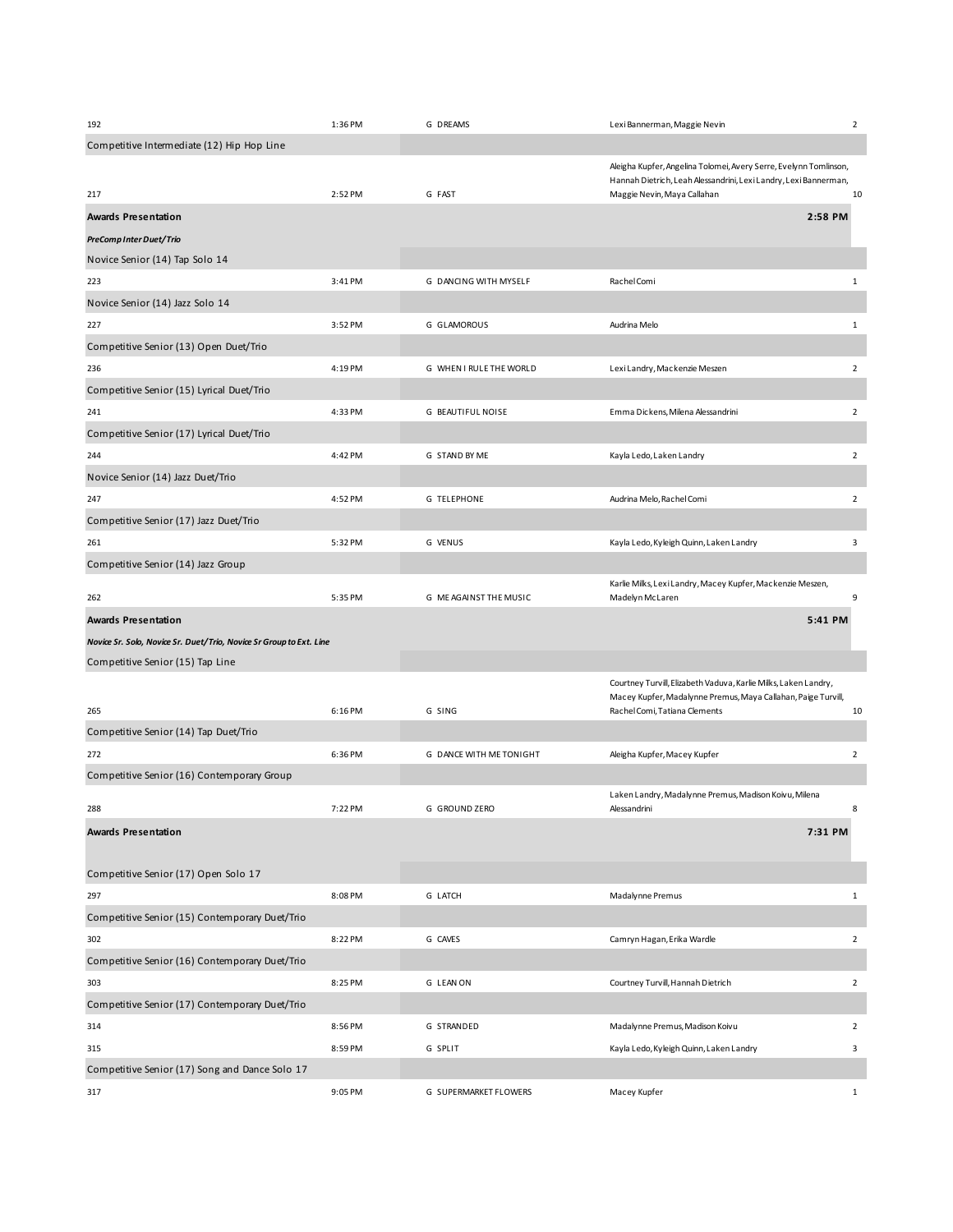| | | | | |
|---|---|---|---|---|
| 192 | 1:36 PM | G DREAMS | Lexi Bannerman, Maggie Nevin | 2 |
| Competitive Intermediate (12) Hip Hop Line | | | | |
| 217 | 2:52 PM | G FAST | Aleigha Kupfer, Angelina Tolomei, Avery Serre, Evelynn Tomlinson, Hannah Dietrich, Leah Alessandrini, Lexi Landry, Lexi Bannerman, Maggie Nevin, Maya Callahan | 10 |
| **Awards Presentation** | | | **2:58 PM** | |
| ***PreComp Inter Duet/Trio*** | | | | |
| Novice Senior (14) Tap Solo 14 | | | | |
| 223 | 3:41 PM | G DANCING WITH MYSELF | Rachel Comi | 1 |
| Novice Senior (14) Jazz Solo 14 | | | | |
| 227 | 3:52 PM | G GLAMOROUS | Audrina Melo | 1 |
| Competitive Senior (13) Open Duet/Trio | | | | |
| 236 | 4:19 PM | G WHEN I RULE THE WORLD | Lexi Landry, Mackenzie Meszen | 2 |
| Competitive Senior (15) Lyrical Duet/Trio | | | | |
| 241 | 4:33 PM | G BEAUTIFUL NOISE | Emma Dickens, Milena Alessandrini | 2 |
| Competitive Senior (17) Lyrical Duet/Trio | | | | |
| 244 | 4:42 PM | G STAND BY ME | Kayla Ledo, Laken Landry | 2 |
| Novice Senior (14) Jazz Duet/Trio | | | | |
| 247 | 4:52 PM | G TELEPHONE | Audrina Melo, Rachel Comi | 2 |
| Competitive Senior (17) Jazz Duet/Trio | | | | |
| 261 | 5:32 PM | G VENUS | Kayla Ledo, Kyleigh Quinn, Laken Landry | 3 |
| Competitive Senior (14) Jazz Group | | | | |
| 262 | 5:35 PM | G ME AGAINST THE MUSIC | Karlie Milks, Lexi Landry, Macey Kupfer, Mackenzie Meszen, Madelyn McLaren | 9 |
| **Awards Presentation** | | | **5:41 PM** | |
| ***Novice Sr. Solo, Novice Sr. Duet/Trio, Novice Sr Group to Ext. Line*** | | | | |
| Competitive Senior (15) Tap Line | | | | |
| 265 | 6:16 PM | G SING | Courtney Turvill, Elizabeth Vaduva, Karlie Milks, Laken Landry, Macey Kupfer, Madalynne Premus, Maya Callahan, Paige Turvill, Rachel Comi, Tatiana Clements | 10 |
| Competitive Senior (14) Tap Duet/Trio | | | | |
| 272 | 6:36 PM | G DANCE WITH ME TONIGHT | Aleigha Kupfer, Macey Kupfer | 2 |
| Competitive Senior (16) Contemporary Group | | | | |
| 288 | 7:22 PM | G GROUND ZERO | Laken Landry, Madalynne Premus, Madison Koivu, Milena Alessandrini | 8 |
| **Awards Presentation** | | | **7:31 PM** | |
| Competitive Senior (17) Open Solo 17 | | | | |
| 297 | 8:08 PM | G LATCH | Madalynne Premus | 1 |
| Competitive Senior (15) Contemporary Duet/Trio | | | | |
| 302 | 8:22 PM | G CAVES | Camryn Hagan, Erika Wardle | 2 |
| Competitive Senior (16) Contemporary Duet/Trio | | | | |
| 303 | 8:25 PM | G LEAN ON | Courtney Turvill, Hannah Dietrich | 2 |
| Competitive Senior (17) Contemporary Duet/Trio | | | | |
| 314 | 8:56 PM | G STRANDED | Madalynne Premus, Madison Koivu | 2 |
| 315 | 8:59 PM | G SPLIT | Kayla Ledo, Kyleigh Quinn, Laken Landry | 3 |
| Competitive Senior (17) Song and Dance Solo 17 | | | | |
| 317 | 9:05 PM | G SUPERMARKET FLOWERS | Macey Kupfer | 1 |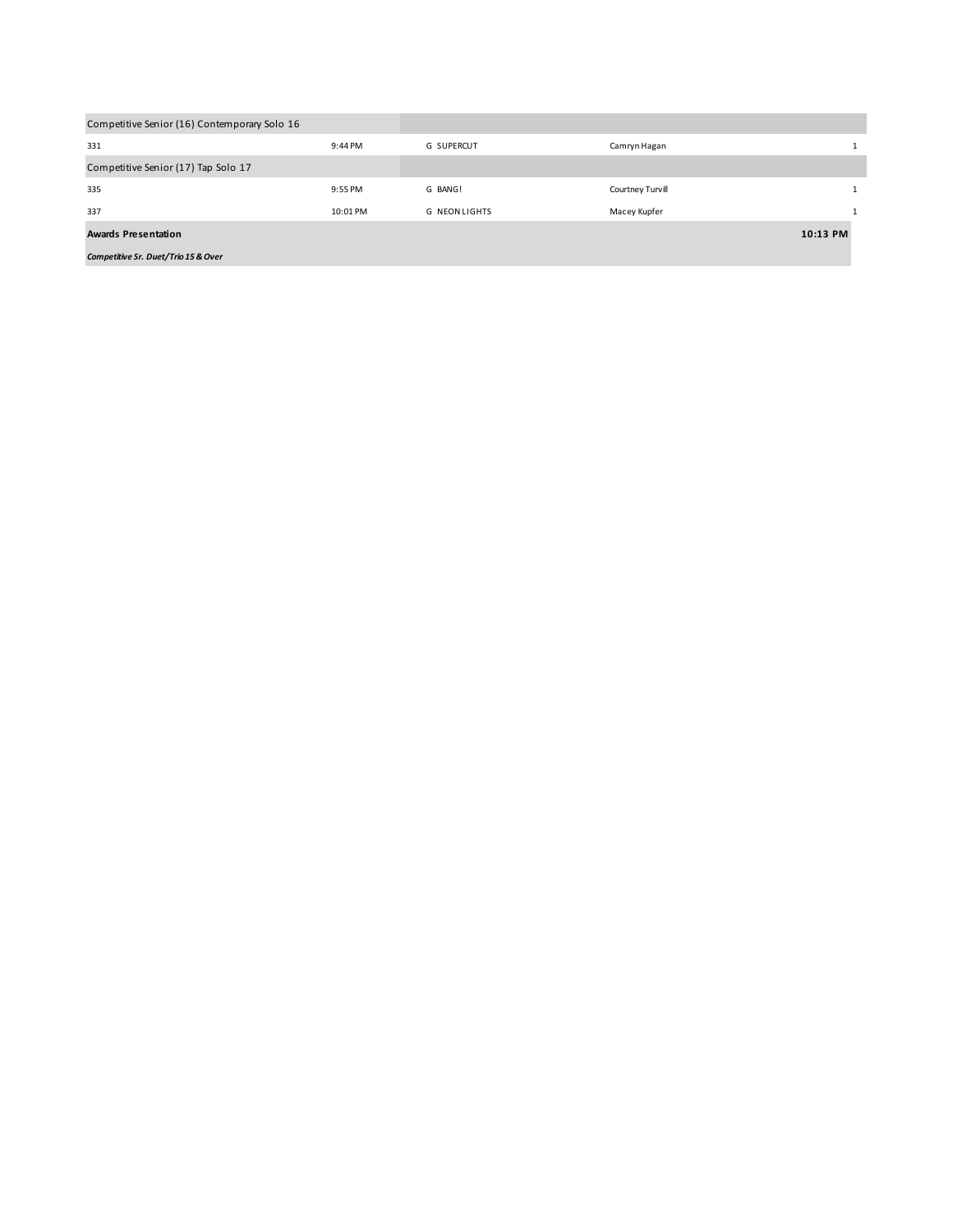| Competitive Senior (16) Contemporary Solo 16 | | | | |
|---|---|---|---|---|
| 331 | 9:44 PM | G SUPERCUT | Camryn Hagan | 1 |
| **Competitive Senior (17) Tap Solo 17** | | | | |
| 335 | 9:55 PM | G BANG! | Courtney Turvill | 1 |
| 337 | 10:01 PM | G NEON LIGHTS | Macey Kupfer | 1 |
| **Awards Presentation** | | | | **10:13 PM** |
| ***Competitive Sr. Duet/Trio 15 & Over*** | | | | |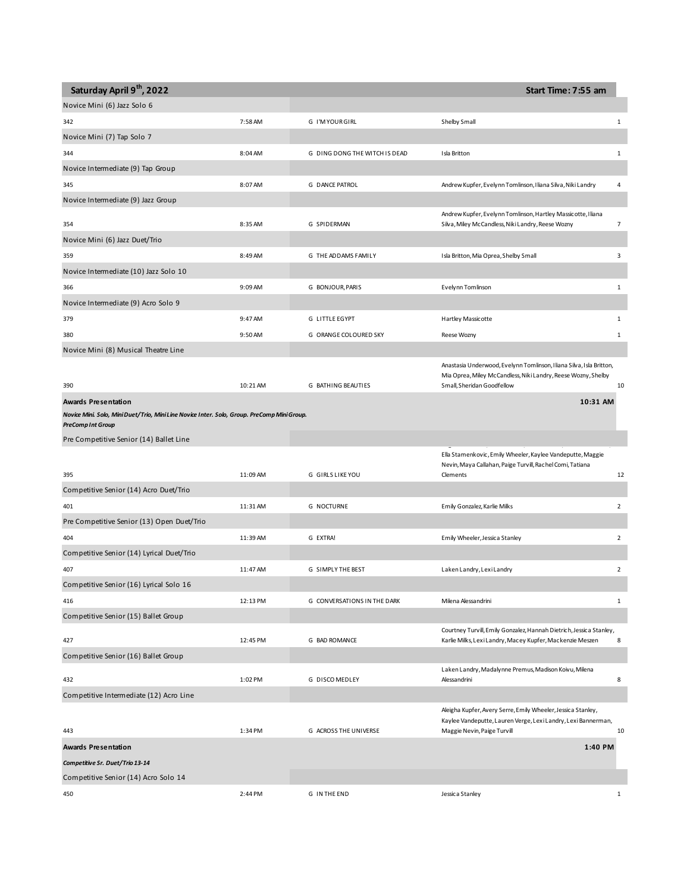## Saturday April 9th, 2022 — Start Time: 7:55 am

| | | | | |
|---|---|---|---|---|
| **Novice Mini (6) Jazz Solo 6** | | | | |
| 342 | 7:58 AM | G I'M YOUR GIRL | Shelby Small | 1 |
| **Novice Mini (7) Tap Solo 7** | | | | |
| 344 | 8:04 AM | G DING DONG THE WITCH IS DEAD | Isla Britton | 1 |
| **Novice Intermediate (9) Tap Group** | | | | |
| 345 | 8:07 AM | G DANCE PATROL | Andrew Kupfer, Evelynn Tomlinson, Iliana Silva, Niki Landry | 4 |
| **Novice Intermediate (9) Jazz Group** | | | | |
| 354 | 8:35 AM | G SPIDERMAN | Andrew Kupfer, Evelynn Tomlinson, Hartley Massicotte, Iliana Silva, Miley McCandless, Niki Landry, Reese Wozny | 7 |
| **Novice Mini (6) Jazz Duet/Trio** | | | | |
| 359 | 8:49 AM | G THE ADDAMS FAMILY | Isla Britton, Mia Oprea, Shelby Small | 3 |
| **Novice Intermediate (10) Jazz Solo 10** | | | | |
| 366 | 9:09 AM | G BONJOUR, PARIS | Evelynn Tomlinson | 1 |
| **Novice Intermediate (9) Acro Solo 9** | | | | |
| 379 | 9:47 AM | G LITTLE EGYPT | Hartley Massicotte | 1 |
| 380 | 9:50 AM | G ORANGE COLOURED SKY | Reese Wozny | 1 |
| **Novice Mini (8) Musical Theatre Line** | | | | |
| 390 | 10:21 AM | G BATHING BEAUTIES | Anastasia Underwood, Evelynn Tomlinson, Iliana Silva, Isla Britton, Mia Oprea, Miley McCandless, Niki Landry, Reese Wozny, Shelby Small, Sheridan Goodfellow | 10 |
| **Awards Presentation** | | | 10:31 AM | |
| *Novice Mini. Solo, Mini Duet/Trio, Mini Line Novice Inter. Solo, Group. PreComp Mini Group. PreComp Int Group* | | | | |
| **Pre Competitive Senior (14) Ballet Line** | | | | |
| 395 | 11:09 AM | G GIRLS LIKE YOU | Ella Stamenkovic, Emily Wheeler, Kaylee Vandeputte, Maggie Nevin, Maya Callahan, Paige Turvill, Rachel Comi, Tatiana Clements | 12 |
| **Competitive Senior (14) Acro Duet/Trio** | | | | |
| 401 | 11:31 AM | G NOCTURNE | Emily Gonzalez, Karlie Milks | 2 |
| **Pre Competitive Senior (13) Open Duet/Trio** | | | | |
| 404 | 11:39 AM | G EXTRA! | Emily Wheeler, Jessica Stanley | 2 |
| **Competitive Senior (14) Lyrical Duet/Trio** | | | | |
| 407 | 11:47 AM | G SIMPLY THE BEST | Laken Landry, Lexi Landry | 2 |
| **Competitive Senior (16) Lyrical Solo 16** | | | | |
| 416 | 12:13 PM | G CONVERSATIONS IN THE DARK | Milena Alessandrini | 1 |
| **Competitive Senior (15) Ballet Group** | | | | |
| 427 | 12:45 PM | G BAD ROMANCE | Courtney Turvill, Emily Gonzalez, Hannah Dietrich, Jessica Stanley, Karlie Milks, Lexi Landry, Macey Kupfer, Mackenzie Meszen | 8 |
| **Competitive Senior (16) Ballet Group** | | | | |
| 432 | 1:02 PM | G DISCO MEDLEY | Laken Landry, Madalynne Premus, Madison Koivu, Milena Alessandrini | 8 |
| **Competitive Intermediate (12) Acro Line** | | | | |
| 443 | 1:34 PM | G ACROSS THE UNIVERSE | Aleigha Kupfer, Avery Serre, Emily Wheeler, Jessica Stanley, Kaylee Vandeputte, Lauren Verge, Lexi Landry, Lexi Bannerman, Maggie Nevin, Paige Turvill | 10 |
| **Awards Presentation** | | | 1:40 PM | |
| *Competitive Sr. Duet/Trio 13-14* | | | | |
| **Competitive Senior (14) Acro Solo 14** | | | | |
| 450 | 2:44 PM | G IN THE END | Jessica Stanley | 1 |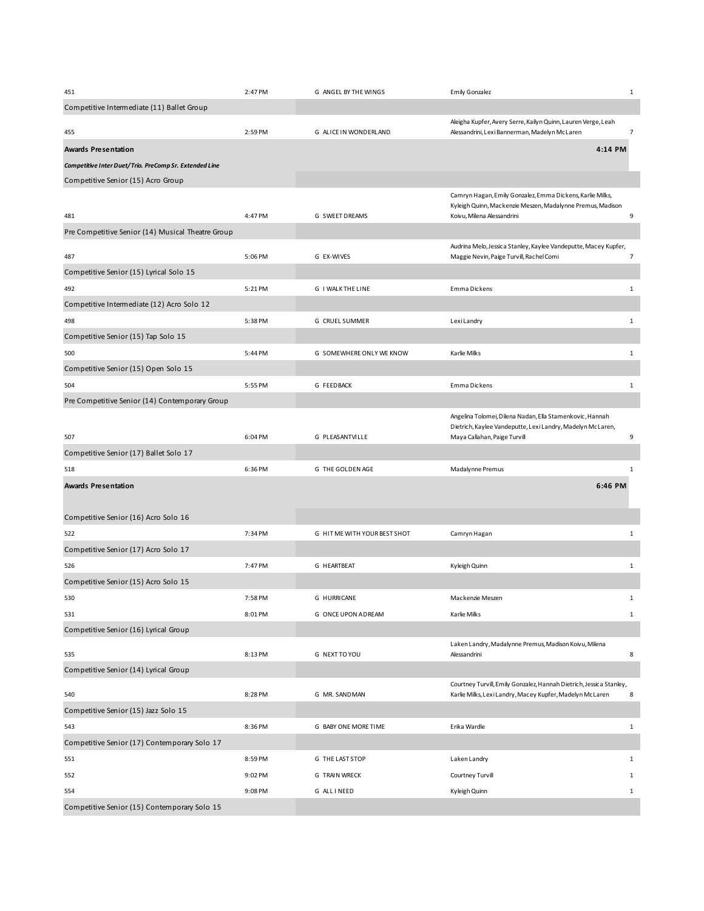| | | | | |
|---|---|---|---|---|
| 451 | 2:47 PM | G ANGEL BY THE WINGS | Emily Gonzalez | 1 |
| Competitive Intermediate (11) Ballet Group | | | | |
| 455 | 2:59 PM | G ALICE IN WONDERLAND | Aleigha Kupfer, Avery Serre, Kailyn Quinn, Lauren Verge, Leah Alessandrini, Lexi Bannerman, Madelyn McLaren | 7 |
| **Awards Presentation** | | | **4:14 PM** | |
| ***Competitive Inter Duet/Trio. PreComp Sr. Extended Line*** | | | | |
| Competitive Senior (15) Acro Group | | | | |
| 481 | 4:47 PM | G SWEET DREAMS | Camryn Hagan, Emily Gonzalez, Emma Dickens, Karlie Milks, Kyleigh Quinn, Mackenzie Meszen, Madalynne Premus, Madison Koivu, Milena Alessandrini | 9 |
| Pre Competitive Senior (14) Musical Theatre Group | | | | |
| 487 | 5:06 PM | G EX-WIVES | Audrina Melo, Jessica Stanley, Kaylee Vandeputte, Macey Kupfer, Maggie Nevin, Paige Turvill, Rachel Comi | 7 |
| Competitive Senior (15) Lyrical Solo 15 | | | | |
| 492 | 5:21 PM | G I WALK THE LINE | Emma Dickens | 1 |
| Competitive Intermediate (12) Acro Solo 12 | | | | |
| 498 | 5:38 PM | G CRUEL SUMMER | Lexi Landry | 1 |
| Competitive Senior (15) Tap Solo 15 | | | | |
| 500 | 5:44 PM | G SOMEWHERE ONLY WE KNOW | Karlie Milks | 1 |
| Competitive Senior (15) Open Solo 15 | | | | |
| 504 | 5:55 PM | G FEEDBACK | Emma Dickens | 1 |
| Pre Competitive Senior (14) Contemporary Group | | | | |
| 507 | 6:04 PM | G PLEASANTVILLE | Angelina Tolomei, Dilena Nadan, Ella Stamenkovic, Hannah Dietrich, Kaylee Vandeputte, Lexi Landry, Madelyn McLaren, Maya Callahan, Paige Turvill | 9 |
| Competitive Senior (17) Ballet Solo 17 | | | | |
| 518 | 6:36 PM | G THE GOLDEN AGE | Madalynne Premus | 1 |
| **Awards Presentation** | | | **6:46 PM** | |
| Competitive Senior (16) Acro Solo 16 | | | | |
| 522 | 7:34 PM | G HIT ME WITH YOUR BEST SHOT | Camryn Hagan | 1 |
| Competitive Senior (17) Acro Solo 17 | | | | |
| 526 | 7:47 PM | G HEARTBEAT | Kyleigh Quinn | 1 |
| Competitive Senior (15) Acro Solo 15 | | | | |
| 530 | 7:58 PM | G HURRICANE | Mackenzie Meszen | 1 |
| 531 | 8:01 PM | G ONCE UPON A DREAM | Karlie Milks | 1 |
| Competitive Senior (16) Lyrical Group | | | | |
| 535 | 8:13 PM | G NEXT TO YOU | Laken Landry, Madalynne Premus, Madison Koivu, Milena Alessandrini | 8 |
| Competitive Senior (14) Lyrical Group | | | | |
| 540 | 8:28 PM | G MR. SANDMAN | Courtney Turvill, Emily Gonzalez, Hannah Dietrich, Jessica Stanley, Karlie Milks, Lexi Landry, Macey Kupfer, Madelyn McLaren | 8 |
| Competitive Senior (15) Jazz Solo 15 | | | | |
| 543 | 8:36 PM | G BABY ONE MORE TIME | Erika Wardle | 1 |
| Competitive Senior (17) Contemporary Solo 17 | | | | |
| 551 | 8:59 PM | G THE LAST STOP | Laken Landry | 1 |
| 552 | 9:02 PM | G TRAIN WRECK | Courtney Turvill | 1 |
| 554 | 9:08 PM | G ALL I NEED | Kyleigh Quinn | 1 |
| Competitive Senior (15) Contemporary Solo 15 | | | | |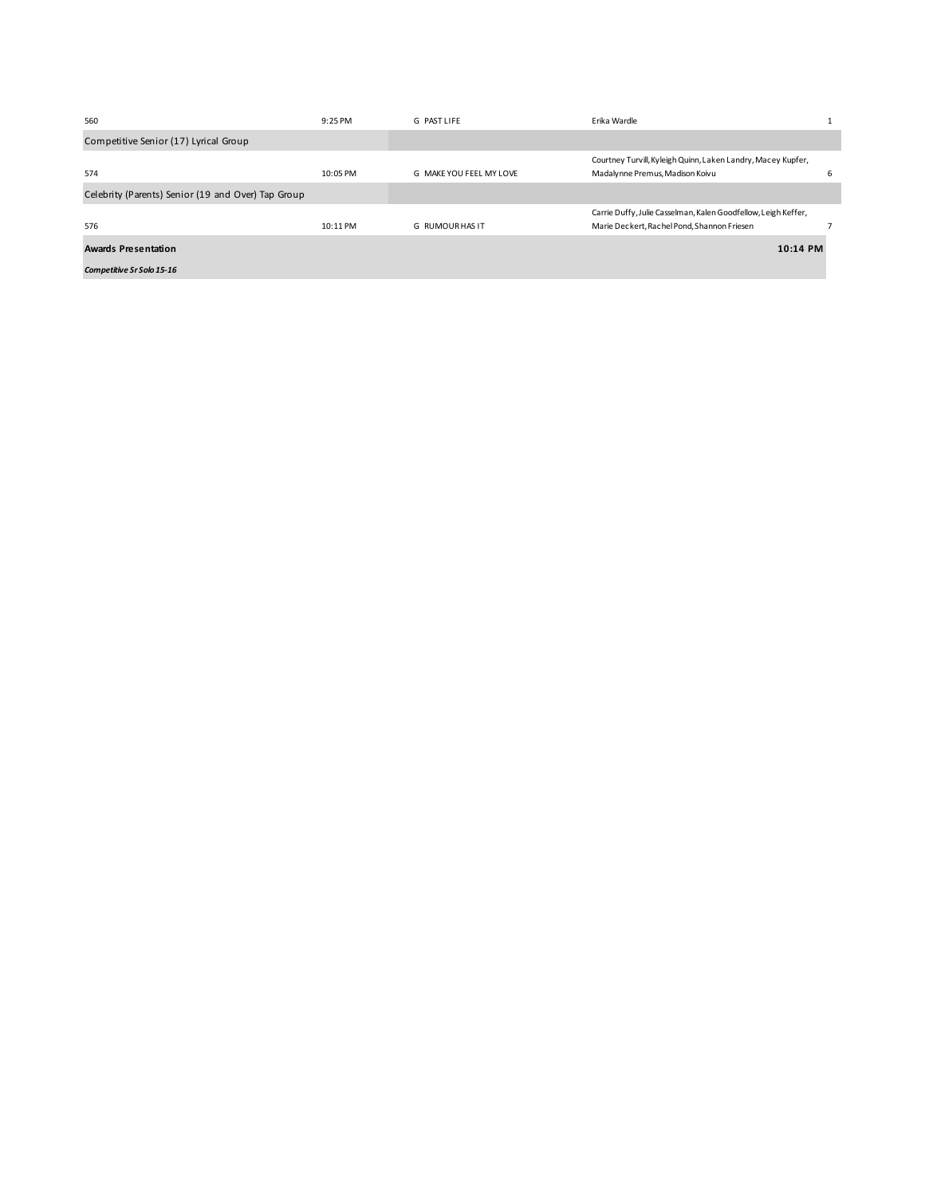| | | | | |
|---|---|---|---|---|
| 560 | 9:25 PM | G PAST LIFE | Erika Wardle | 1 |
| Competitive Senior (17) Lyrical Group | | | | |
| 574 | 10:05 PM | G MAKE YOU FEEL MY LOVE | Courtney Turvill, Kyleigh Quinn, Laken Landry, Macey Kupfer, Madalynne Premus, Madison Koivu | 6 |
| Celebrity (Parents) Senior (19 and Over) Tap Group | | | | |
| 576 | 10:11 PM | G RUMOUR HAS IT | Carrie Duffy, Julie Casselman, Kalen Goodfellow, Leigh Keffer, Marie Deckert, Rachel Pond, Shannon Friesen | 7 |

**Awards Presentation** **10:14 PM**

***Competitive Sr Solo 15-16***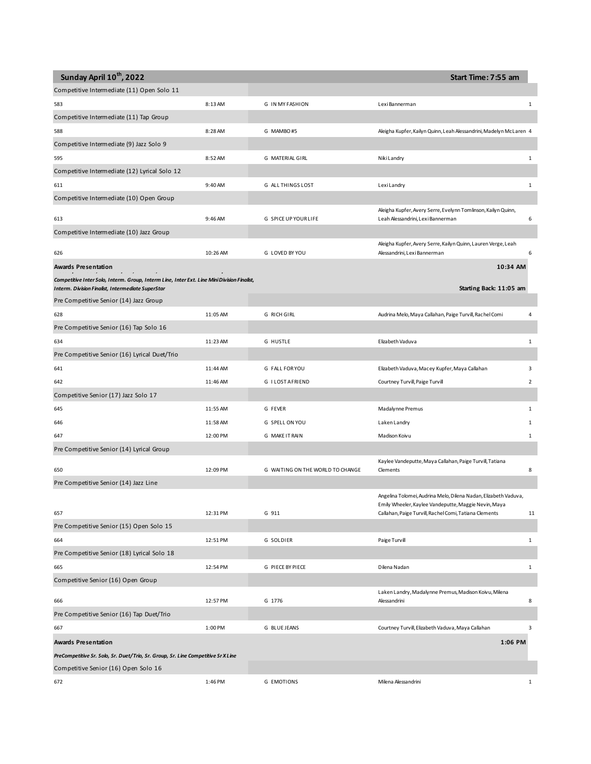## Sunday April 10th, 2022 — Start Time: 7:55 am

| | | | | |
|---|---|---|---|---|
| **Competitive Intermediate (11) Open Solo 11** | | | | |
| 583 | 8:13 AM | G IN MY FASHION | Lexi Bannerman | 1 |
| **Competitive Intermediate (11) Tap Group** | | | | |
| 588 | 8:28 AM | G MAMBO #5 | Aleigha Kupfer, Kailyn Quinn, Leah Alessandrini, Madelyn McLaren | 4 |
| **Competitive Intermediate (9) Jazz Solo 9** | | | | |
| 595 | 8:52 AM | G MATERIAL GIRL | Niki Landry | 1 |
| **Competitive Intermediate (12) Lyrical Solo 12** | | | | |
| 611 | 9:40 AM | G ALL THINGS LOST | Lexi Landry | 1 |
| **Competitive Intermediate (10) Open Group** | | | | |
| 613 | 9:46 AM | G SPICE UP YOUR LIFE | Aleigha Kupfer, Avery Serre, Evelynn Tomlinson, Kailyn Quinn, Leah Alessandrini, Lexi Bannerman | 6 |
| **Competitive Intermediate (10) Jazz Group** | | | | |
| 626 | 10:26 AM | G LOVED BY YOU | Aleigha Kupfer, Avery Serre, Kailyn Quinn, Lauren Verge, Leah Alessandrini, Lexi Bannerman | 6 |

**Awards Presentation** — 10:34 AM

*Competitive Inter Solo, Interm. Group, Interm Line, Inter Ext. Line Mini Division Finalist, Interm. Division Finalist, Intermediate SuperStar*

Starting Back: 11:05 am

| | | | | |
|---|---|---|---|---|
| **Pre Competitive Senior (14) Jazz Group** | | | | |
| 628 | 11:05 AM | G RICH GIRL | Audrina Melo, Maya Callahan, Paige Turvill, Rachel Comi | 4 |
| **Pre Competitive Senior (16) Tap Solo 16** | | | | |
| 634 | 11:23 AM | G HUSTLE | Elizabeth Vaduva | 1 |
| **Pre Competitive Senior (16) Lyrical Duet/Trio** | | | | |
| 641 | 11:44 AM | G FALL FOR YOU | Elizabeth Vaduva, Macey Kupfer, Maya Callahan | 3 |
| 642 | 11:46 AM | G I LOST A FRIEND | Courtney Turvill, Paige Turvill | 2 |
| **Competitive Senior (17) Jazz Solo 17** | | | | |
| 645 | 11:55 AM | G FEVER | Madalynne Premus | 1 |
| 646 | 11:58 AM | G SPELL ON YOU | Laken Landry | 1 |
| 647 | 12:00 PM | G MAKE IT RAIN | Madison Koivu | 1 |
| **Pre Competitive Senior (14) Lyrical Group** | | | | |
| 650 | 12:09 PM | G WAITING ON THE WORLD TO CHANGE | Kaylee Vandeputte, Maya Callahan, Paige Turvill, Tatiana Clements | 8 |
| **Pre Competitive Senior (14) Jazz Line** | | | | |
| 657 | 12:31 PM | G 911 | Angelina Tolomei, Audrina Melo, Dilena Nadan, Elizabeth Vaduva, Emily Wheeler, Kaylee Vandeputte, Maggie Nevin, Maya Callahan, Paige Turvill, Rachel Comi, Tatiana Clements | 11 |
| **Pre Competitive Senior (15) Open Solo 15** | | | | |
| 664 | 12:51 PM | G SOLDIER | Paige Turvill | 1 |
| **Pre Competitive Senior (18) Lyrical Solo 18** | | | | |
| 665 | 12:54 PM | G PIECE BY PIECE | Dilena Nadan | 1 |
| **Competitive Senior (16) Open Group** | | | | |
| 666 | 12:57 PM | G 1776 | Laken Landry, Madalynne Premus, Madison Koivu, Milena Alessandrini | 8 |
| **Pre Competitive Senior (16) Tap Duet/Trio** | | | | |
| 667 | 1:00 PM | G BLUE JEANS | Courtney Turvill, Elizabeth Vaduva, Maya Callahan | 3 |

**Awards Presentation** — 1:06 PM

*PreCompetitive Sr. Solo, Sr. Duet/Trio, Sr. Group, Sr. Line Competitive Sr X Line*

| | | | | |
|---|---|---|---|---|
| **Competitive Senior (16) Open Solo 16** | | | | |
| 672 | 1:46 PM | G EMOTIONS | Milena Alessandrini | 1 |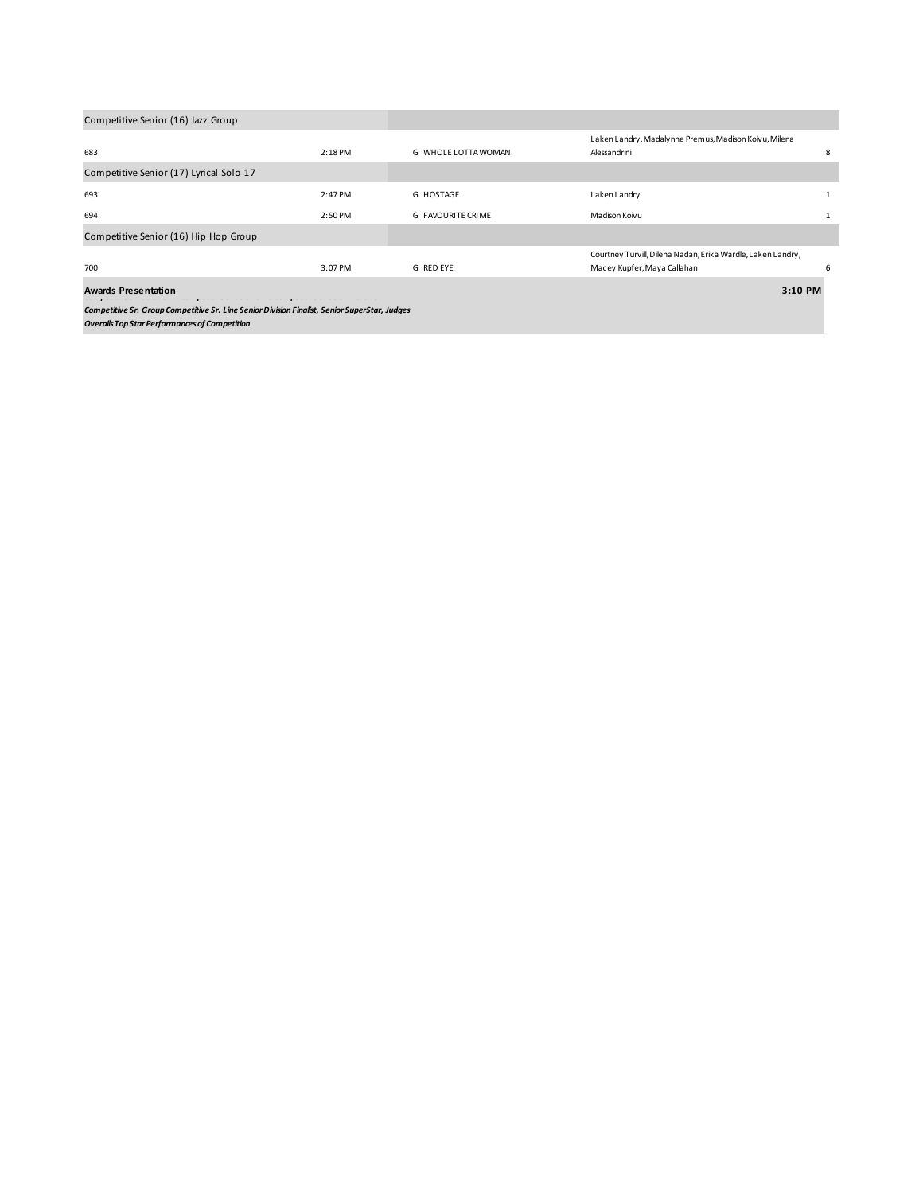| | | | | |
|---|---|---|---|---|
| **Competitive Senior (16) Jazz Group** | | | | |
| 683 | 2:18 PM | G WHOLE LOTTA WOMAN | Laken Landry, Madalynne Premus, Madison Koivu, Milena Alessandrini | 8 |
| **Competitive Senior (17) Lyrical Solo 17** | | | | |
| 693 | 2:47 PM | G HOSTAGE | Laken Landry | 1 |
| 694 | 2:50 PM | G FAVOURITE CRIME | Madison Koivu | 1 |
| **Competitive Senior (16) Hip Hop Group** | | | | |
| 700 | 3:07 PM | G RED EYE | Courtney Turvill, Dilena Nadan, Erika Wardle, Laken Landry, Macey Kupfer, Maya Callahan | 6 |

**Awards Presentation** **3:10 PM**

***Competitive Sr. Group Competitive Sr. Line Senior Division Finalist, Senior SuperStar, Judges***

***Overalls Top Star Performances of Competition***